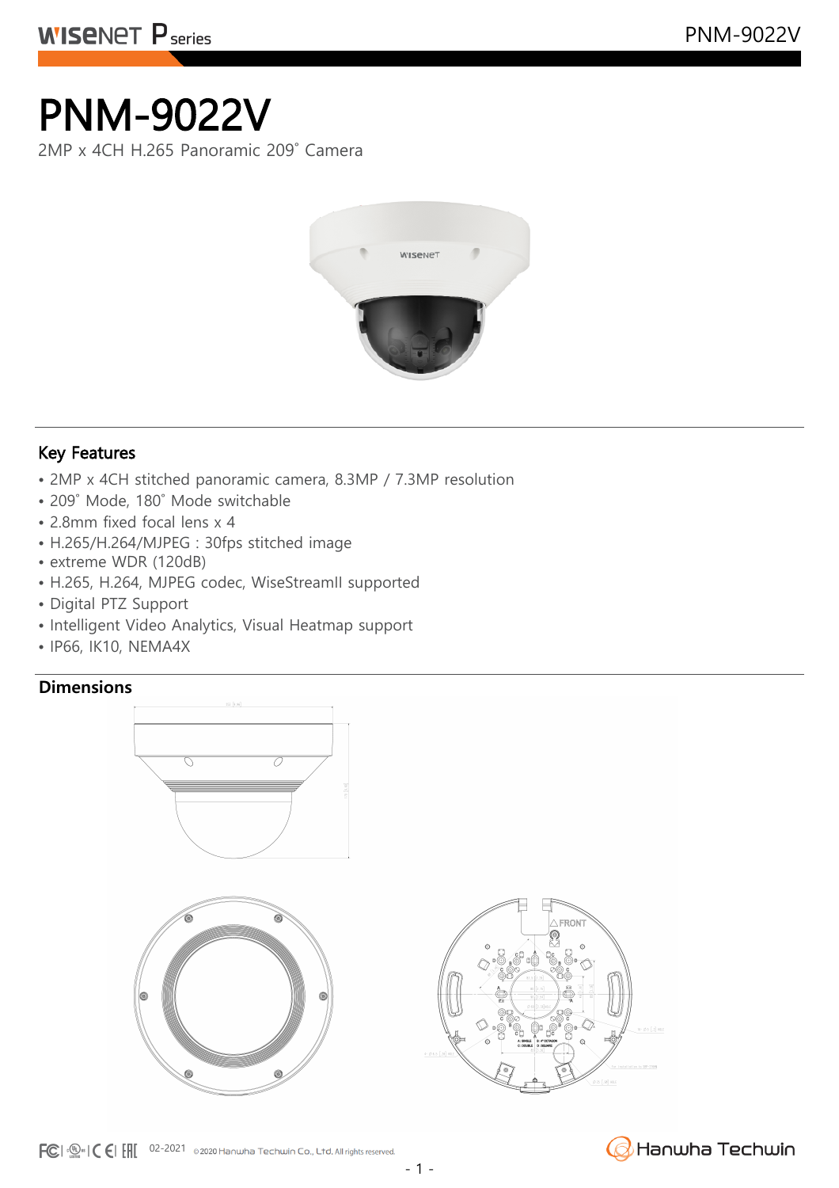# PNM-9022V

2MP x 4CH H.265 Panoramic 209˚ Camera

## Key Features

- 2MP x 4CH stitched panoramic camera, 8.3MP / 7.3MP resolution
- 209˚ Mode, 180˚ Mode switchable
- 2.8mm fixed focal lens x 4
- H.265/H.264/MJPEG : 30fps stitched image
- extreme WDR (120dB)
- H.265, H.264, MJPEG codec, WiseStreamII supported
- Digital PTZ Support
- Intelligent Video Analytics, Visual Heatmap support
- IP66, IK10, NEMA4X

## Dimensions

02-2021 ©2020 Hanwha Techwin Co., Ltd. All rights reserved.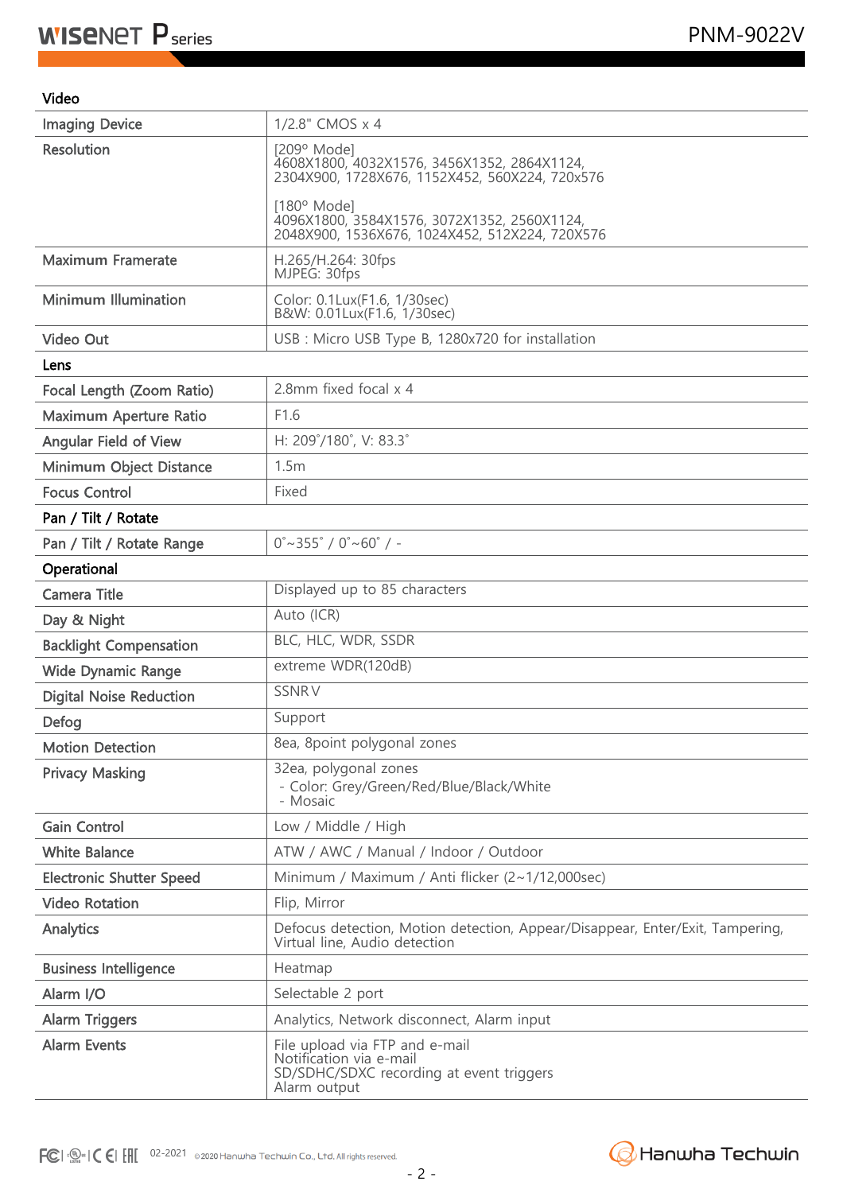| Video | |
|---|---|
| Imaging Device | 1/2.8" CMOS x 4 |
| Resolution | [209º Mode] 4608X1800, 4032X1576, 3456X1352, 2864X1124, 2304X900, 1728X676, 1152X452, 560X224, 720x576<br><br>[180º Mode] 4096X1800, 3584X1576, 3072X1352, 2560X1124, 2048X900, 1536X676, 1024X452, 512X224, 720X576 |
| Maximum Framerate | H.265/H.264: 30fps<br>MJPEG: 30fps |
| Minimum Illumination | Color: 0.1Lux(F1.6, 1/30sec)<br>B&W: 0.01Lux(F1.6, 1/30sec) |
| Video Out | USB : Micro USB Type B, 1280x720 for installation |
| **Lens** | |
| Focal Length (Zoom Ratio) | 2.8mm fixed focal x 4 |
| Maximum Aperture Ratio | F1.6 |
| Angular Field of View | H: 209˚/180˚, V: 83.3˚ |
| Minimum Object Distance | 1.5m |
| Focus Control | Fixed |
| **Pan / Tilt / Rotate** | |
| Pan / Tilt / Rotate Range | 0˚~355˚ / 0˚~60˚ / - |
| **Operational** | |
| Camera Title | Displayed up to 85 characters |
| Day & Night | Auto (ICR) |
| Backlight Compensation | BLC, HLC, WDR, SSDR |
| Wide Dynamic Range | extreme WDR(120dB) |
| Digital Noise Reduction | SSNR V |
| Defog | Support |
| Motion Detection | 8ea, 8point polygonal zones |
| Privacy Masking | 32ea, polygonal zones<br>- Color: Grey/Green/Red/Blue/Black/White<br>- Mosaic |
| Gain Control | Low / Middle / High |
| White Balance | ATW / AWC / Manual / Indoor / Outdoor |
| Electronic Shutter Speed | Minimum / Maximum / Anti flicker (2~1/12,000sec) |
| Video Rotation | Flip, Mirror |
| Analytics | Defocus detection, Motion detection, Appear/Disappear, Enter/Exit, Tampering, Virtual line, Audio detection |
| Business Intelligence | Heatmap |
| Alarm I/O | Selectable 2 port |
| Alarm Triggers | Analytics, Network disconnect, Alarm input |
| Alarm Events | File upload via FTP and e-mail<br>Notification via e-mail<br>SD/SDHC/SDXC recording at event triggers<br>Alarm output |

02-2021 ©2020 Hanwha Techwin Co., Ltd. All rights reserved.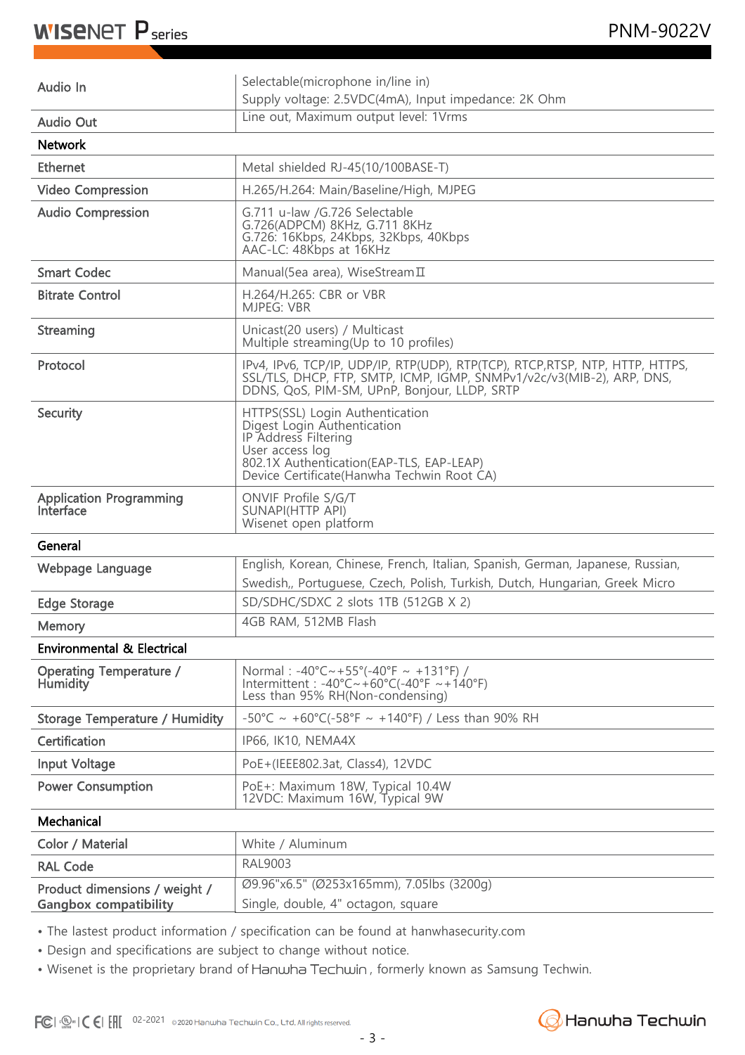| | |
|---|---|
| Audio In | Selectable(microphone in/line in)<br>Supply voltage: 2.5VDC(4mA), Input impedance: 2K Ohm |
| Audio Out | Line out, Maximum output level: 1Vrms |
| **Network** | |
| Ethernet | Metal shielded RJ-45(10/100BASE-T) |
| Video Compression | H.265/H.264: Main/Baseline/High, MJPEG |
| Audio Compression | G.711 u-law /G.726 Selectable<br>G.726(ADPCM) 8KHz, G.711 8KHz<br>G.726: 16Kbps, 24Kbps, 32Kbps, 40Kbps<br>AAC-LC: 48Kbps at 16KHz |
| Smart Codec | Manual(5ea area), WiseStreamⅡ |
| Bitrate Control | H.264/H.265: CBR or VBR<br>MJPEG: VBR |
| Streaming | Unicast(20 users) / Multicast<br>Multiple streaming(Up to 10 profiles) |
| Protocol | IPv4, IPv6, TCP/IP, UDP/IP, RTP(UDP), RTP(TCP), RTCP,RTSP, NTP, HTTP, HTTPS, SSL/TLS, DHCP, FTP, SMTP, ICMP, IGMP, SNMPv1/v2c/v3(MIB-2), ARP, DNS, DDNS, QoS, PIM-SM, UPnP, Bonjour, LLDP, SRTP |
| Security | HTTPS(SSL) Login Authentication<br>Digest Login Authentication<br>IP Address Filtering<br>User access log<br>802.1X Authentication(EAP-TLS, EAP-LEAP)<br>Device Certificate(Hanwha Techwin Root CA) |
| Application Programming Interface | ONVIF Profile S/G/T<br>SUNAPI(HTTP API)<br>Wisenet open platform |
| **General** | |
| Webpage Language | English, Korean, Chinese, French, Italian, Spanish, German, Japanese, Russian, Swedish,, Portuguese, Czech, Polish, Turkish, Dutch, Hungarian, Greek Micro |
| Edge Storage | SD/SDHC/SDXC 2 slots 1TB (512GB X 2) |
| Memory | 4GB RAM, 512MB Flash |
| **Environmental & Electrical** | |
| Operating Temperature / Humidity | Normal : -40°C~+55°(-40°F ~ +131°F) /<br>Intermittent : -40°C~+60°C(-40°F ~+140°F)<br>Less than 95% RH(Non-condensing) |
| Storage Temperature / Humidity | -50°C ~ +60°C(-58°F ~ +140°F) / Less than 90% RH |
| Certification | IP66, IK10, NEMA4X |
| Input Voltage | PoE+(IEEE802.3at, Class4), 12VDC |
| Power Consumption | PoE+: Maximum 18W, Typical 10.4W<br>12VDC: Maximum 16W, Typical 9W |
| **Mechanical** | |
| Color / Material | White / Aluminum |
| RAL Code | RAL9003 |
| Product dimensions / weight / | Ø9.96"x6.5" (Ø253x165mm), 7.05lbs (3200g) |
| **Gangbox compatibility** | Single, double, 4" octagon, square |

- The lastest product information / specification can be found at hanwhasecurity.com
- Design and specifications are subject to change without notice.
- Wisenet is the proprietary brand of Hanwha Techwin, formerly known as Samsung Techwin.

02-2021 ©2020 Hanwha Techwin Co., Ltd. All rights reserved.